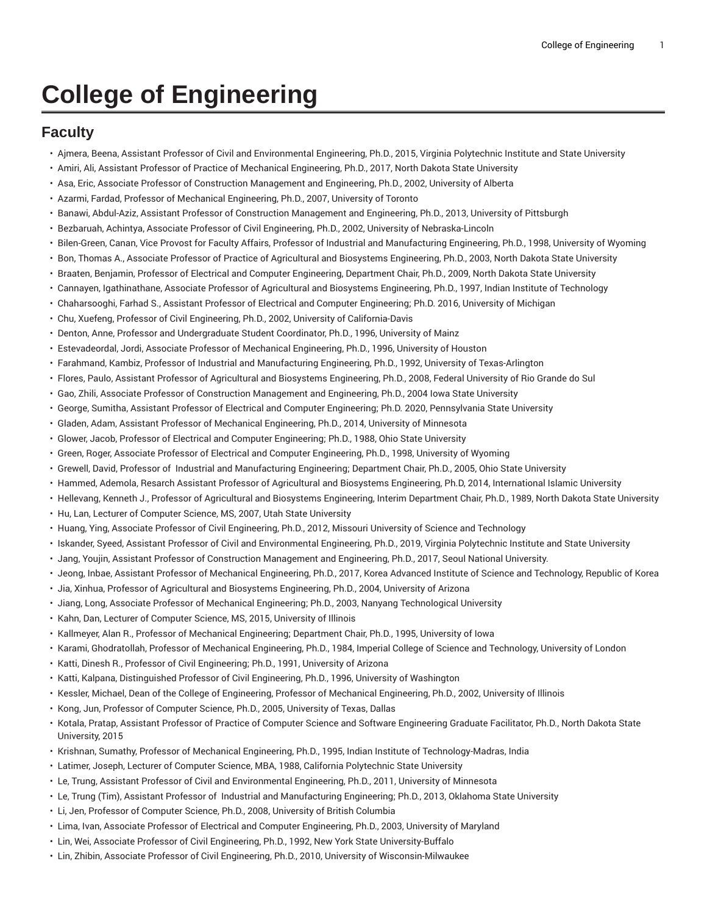# College of Engineering

## Faculty

- Ajmera, Beena, Assistant Professor of Civil and Environmental Engineering, Ph.D., 2015, Virginia Polytechnic Institute and State University
- Amiri, Ali, Assistant Professor of Practice of Mechanical Engineering, Ph.D., 2017, North Dakota State University
- Asa, Eric, Associate Professor of Construction Management and Engineering, Ph.D., 2002, University of Alberta
- Azarmi, Fardad, Professor of Mechanical Engineering, Ph.D., 2007, University of Toronto
- Banawi, Abdul-Aziz, Assistant Professor of Construction Management and Engineering, Ph.D., 2013, University of Pittsburgh
- Bezbaruah, Achintya, Associate Professor of Civil Engineering, Ph.D., 2002, University of Nebraska-Lincoln
- Bilen-Green, Canan, Vice Provost for Faculty Affairs, Professor of Industrial and Manufacturing Engineering, Ph.D., 1998, University of Wyoming
- Bon, Thomas A., Associate Professor of Practice of Agricultural and Biosystems Engineering, Ph.D., 2003, North Dakota State University
- Braaten, Benjamin, Professor of Electrical and Computer Engineering, Department Chair, Ph.D., 2009, North Dakota State University
- Cannayen, Igathinathane, Associate Professor of Agricultural and Biosystems Engineering, Ph.D., 1997, Indian Institute of Technology
- Chaharsooghi, Farhad S., Assistant Professor of Electrical and Computer Engineering; Ph.D. 2016, University of Michigan
- Chu, Xuefeng, Professor of Civil Engineering, Ph.D., 2002, University of California-Davis
- Denton, Anne, Professor and Undergraduate Student Coordinator, Ph.D., 1996, University of Mainz
- Estevadeordal, Jordi, Associate Professor of Mechanical Engineering, Ph.D., 1996, University of Houston
- Farahmand, Kambiz, Professor of Industrial and Manufacturing Engineering, Ph.D., 1992, University of Texas-Arlington
- Flores, Paulo, Assistant Professor of Agricultural and Biosystems Engineering, Ph.D., 2008, Federal University of Rio Grande do Sul
- Gao, Zhili, Associate Professor of Construction Management and Engineering, Ph.D., 2004 Iowa State University
- George, Sumitha, Assistant Professor of Electrical and Computer Engineering; Ph.D. 2020, Pennsylvania State University
- Gladen, Adam, Assistant Professor of Mechanical Engineering, Ph.D., 2014, University of Minnesota
- Glower, Jacob, Professor of Electrical and Computer Engineering; Ph.D., 1988, Ohio State University
- Green, Roger, Associate Professor of Electrical and Computer Engineering, Ph.D., 1998, University of Wyoming
- Grewell, David, Professor of Industrial and Manufacturing Engineering; Department Chair, Ph.D., 2005, Ohio State University
- Hammed, Ademola, Resarch Assistant Professor of Agricultural and Biosystems Engineering, Ph.D, 2014, International Islamic University
- Hellevang, Kenneth J., Professor of Agricultural and Biosystems Engineering, Interim Department Chair, Ph.D., 1989, North Dakota State University
- Hu, Lan, Lecturer of Computer Science, MS, 2007, Utah State University
- Huang, Ying, Associate Professor of Civil Engineering, Ph.D., 2012, Missouri University of Science and Technology
- Iskander, Syeed, Assistant Professor of Civil and Environmental Engineering, Ph.D., 2019, Virginia Polytechnic Institute and State University
- Jang, Youjin, Assistant Professor of Construction Management and Engineering, Ph.D., 2017, Seoul National University.
- Jeong, Inbae, Assistant Professor of Mechanical Engineering, Ph.D., 2017, Korea Advanced Institute of Science and Technology, Republic of Korea
- Jia, Xinhua, Professor of Agricultural and Biosystems Engineering, Ph.D., 2004, University of Arizona
- Jiang, Long, Associate Professor of Mechanical Engineering; Ph.D., 2003, Nanyang Technological University
- Kahn, Dan, Lecturer of Computer Science, MS, 2015, University of Illinois
- Kallmeyer, Alan R., Professor of Mechanical Engineering; Department Chair, Ph.D., 1995, University of Iowa
- Karami, Ghodratollah, Professor of Mechanical Engineering, Ph.D., 1984, Imperial College of Science and Technology, University of London
- Katti, Dinesh R., Professor of Civil Engineering; Ph.D., 1991, University of Arizona
- Katti, Kalpana, Distinguished Professor of Civil Engineering, Ph.D., 1996, University of Washington
- Kessler, Michael, Dean of the College of Engineering, Professor of Mechanical Engineering, Ph.D., 2002, University of Illinois
- Kong, Jun, Professor of Computer Science, Ph.D., 2005, University of Texas, Dallas
- Kotala, Pratap, Assistant Professor of Practice of Computer Science and Software Engineering Graduate Facilitator, Ph.D., North Dakota State University, 2015
- Krishnan, Sumathy, Professor of Mechanical Engineering, Ph.D., 1995, Indian Institute of Technology-Madras, India
- Latimer, Joseph, Lecturer of Computer Science, MBA, 1988, California Polytechnic State University
- Le, Trung, Assistant Professor of Civil and Environmental Engineering, Ph.D., 2011, University of Minnesota
- Le, Trung (Tim), Assistant Professor of Industrial and Manufacturing Engineering; Ph.D., 2013, Oklahoma State University
- Li, Jen, Professor of Computer Science, Ph.D., 2008, University of British Columbia
- Lima, Ivan, Associate Professor of Electrical and Computer Engineering, Ph.D., 2003, University of Maryland
- Lin, Wei, Associate Professor of Civil Engineering, Ph.D., 1992, New York State University-Buffalo
- Lin, Zhibin, Associate Professor of Civil Engineering, Ph.D., 2010, University of Wisconsin-Milwaukee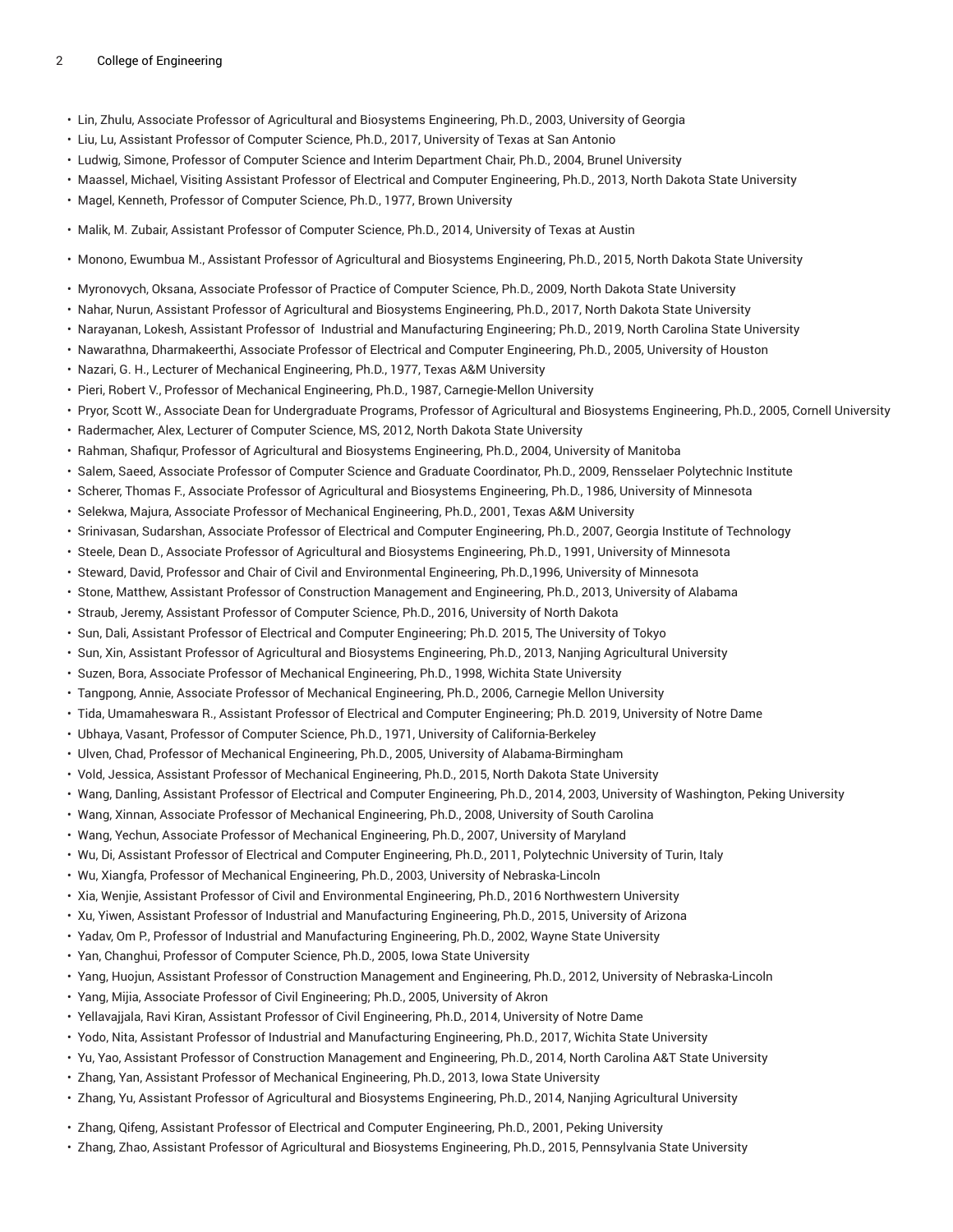- Lin, Zhulu, Associate Professor of Agricultural and Biosystems Engineering, Ph.D., 2003, University of Georgia
- Liu, Lu, Assistant Professor of Computer Science, Ph.D., 2017, University of Texas at San Antonio
- Ludwig, Simone, Professor of Computer Science and Interim Department Chair, Ph.D., 2004, Brunel University
- Maassel, Michael, Visiting Assistant Professor of Electrical and Computer Engineering, Ph.D., 2013, North Dakota State University
- Magel, Kenneth, Professor of Computer Science, Ph.D., 1977, Brown University
- Malik, M. Zubair, Assistant Professor of Computer Science, Ph.D., 2014, University of Texas at Austin
- Monono, Ewumbua M., Assistant Professor of Agricultural and Biosystems Engineering, Ph.D., 2015, North Dakota State University
- Myronovych, Oksana, Associate Professor of Practice of Computer Science, Ph.D., 2009, North Dakota State University
- Nahar, Nurun, Assistant Professor of Agricultural and Biosystems Engineering, Ph.D., 2017, North Dakota State University
- Narayanan, Lokesh, Assistant Professor of Industrial and Manufacturing Engineering; Ph.D., 2019, North Carolina State University
- Nawarathna, Dharmakeerthi, Associate Professor of Electrical and Computer Engineering, Ph.D., 2005, University of Houston
- Nazari, G. H., Lecturer of Mechanical Engineering, Ph.D., 1977, Texas A&M University
- Pieri, Robert V., Professor of Mechanical Engineering, Ph.D., 1987, Carnegie-Mellon University
- Pryor, Scott W., Associate Dean for Undergraduate Programs, Professor of Agricultural and Biosystems Engineering, Ph.D., 2005, Cornell University
- Radermacher, Alex, Lecturer of Computer Science, MS, 2012, North Dakota State University
- Rahman, Shafiqur, Professor of Agricultural and Biosystems Engineering, Ph.D., 2004, University of Manitoba
- Salem, Saeed, Associate Professor of Computer Science and Graduate Coordinator, Ph.D., 2009, Rensselaer Polytechnic Institute
- Scherer, Thomas F., Associate Professor of Agricultural and Biosystems Engineering, Ph.D., 1986, University of Minnesota
- Selekwa, Majura, Associate Professor of Mechanical Engineering, Ph.D., 2001, Texas A&M University
- Srinivasan, Sudarshan, Associate Professor of Electrical and Computer Engineering, Ph.D., 2007, Georgia Institute of Technology
- Steele, Dean D., Associate Professor of Agricultural and Biosystems Engineering, Ph.D., 1991, University of Minnesota
- Steward, David, Professor and Chair of Civil and Environmental Engineering, Ph.D.,1996, University of Minnesota
- Stone, Matthew, Assistant Professor of Construction Management and Engineering, Ph.D., 2013, University of Alabama
- Straub, Jeremy, Assistant Professor of Computer Science, Ph.D., 2016, University of North Dakota
- Sun, Dali, Assistant Professor of Electrical and Computer Engineering; Ph.D. 2015, The University of Tokyo
- Sun, Xin, Assistant Professor of Agricultural and Biosystems Engineering, Ph.D., 2013, Nanjing Agricultural University
- Suzen, Bora, Associate Professor of Mechanical Engineering, Ph.D., 1998, Wichita State University
- Tangpong, Annie, Associate Professor of Mechanical Engineering, Ph.D., 2006, Carnegie Mellon University
- Tida, Umamaheswara R., Assistant Professor of Electrical and Computer Engineering; Ph.D. 2019, University of Notre Dame
- Ubhaya, Vasant, Professor of Computer Science, Ph.D., 1971, University of California-Berkeley
- Ulven, Chad, Professor of Mechanical Engineering, Ph.D., 2005, University of Alabama-Birmingham
- Vold, Jessica, Assistant Professor of Mechanical Engineering, Ph.D., 2015, North Dakota State University
- Wang, Danling, Assistant Professor of Electrical and Computer Engineering, Ph.D., 2014, 2003, University of Washington, Peking University
- Wang, Xinnan, Associate Professor of Mechanical Engineering, Ph.D., 2008, University of South Carolina
- Wang, Yechun, Associate Professor of Mechanical Engineering, Ph.D., 2007, University of Maryland
- Wu, Di, Assistant Professor of Electrical and Computer Engineering, Ph.D., 2011, Polytechnic University of Turin, Italy
- Wu, Xiangfa, Professor of Mechanical Engineering, Ph.D., 2003, University of Nebraska-Lincoln
- Xia, Wenjie, Assistant Professor of Civil and Environmental Engineering, Ph.D., 2016 Northwestern University
- Xu, Yiwen, Assistant Professor of Industrial and Manufacturing Engineering, Ph.D., 2015, University of Arizona
- Yadav, Om P., Professor of Industrial and Manufacturing Engineering, Ph.D., 2002, Wayne State University
- Yan, Changhui, Professor of Computer Science, Ph.D., 2005, Iowa State University
- Yang, Huojun, Assistant Professor of Construction Management and Engineering, Ph.D., 2012, University of Nebraska-Lincoln
- Yang, Mijia, Associate Professor of Civil Engineering; Ph.D., 2005, University of Akron
- Yellavajjala, Ravi Kiran, Assistant Professor of Civil Engineering, Ph.D., 2014, University of Notre Dame
- Yodo, Nita, Assistant Professor of Industrial and Manufacturing Engineering, Ph.D., 2017, Wichita State University
- Yu, Yao, Assistant Professor of Construction Management and Engineering, Ph.D., 2014, North Carolina A&T State University
- Zhang, Yan, Assistant Professor of Mechanical Engineering, Ph.D., 2013, Iowa State University
- Zhang, Yu, Assistant Professor of Agricultural and Biosystems Engineering, Ph.D., 2014, Nanjing Agricultural University
- Zhang, Qifeng, Assistant Professor of Electrical and Computer Engineering, Ph.D., 2001, Peking University
- Zhang, Zhao, Assistant Professor of Agricultural and Biosystems Engineering, Ph.D., 2015, Pennsylvania State University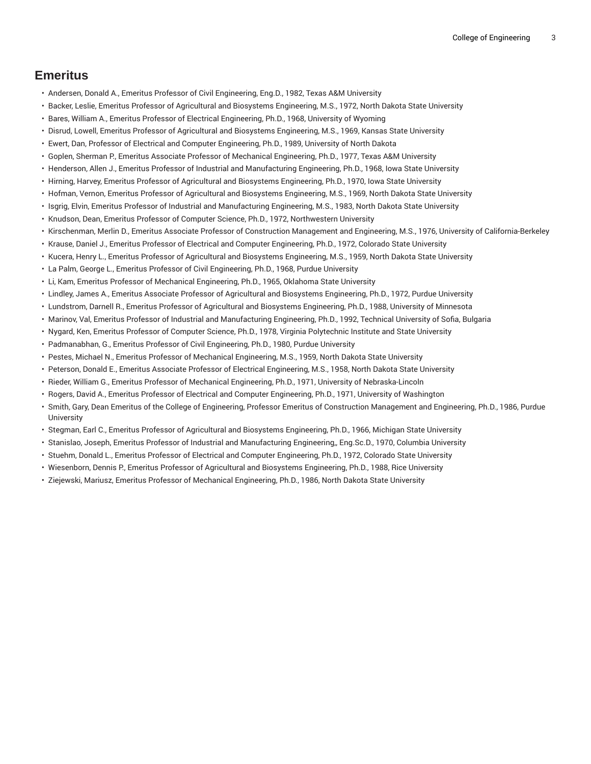## Emeritus

- Andersen, Donald A., Emeritus Professor of Civil Engineering, Eng.D., 1982, Texas A&M University
- Backer, Leslie, Emeritus Professor of Agricultural and Biosystems Engineering, M.S., 1972, North Dakota State University
- Bares, William A., Emeritus Professor of Electrical Engineering, Ph.D., 1968, University of Wyoming
- Disrud, Lowell, Emeritus Professor of Agricultural and Biosystems Engineering, M.S., 1969, Kansas State University
- Ewert, Dan, Professor of Electrical and Computer Engineering, Ph.D., 1989, University of North Dakota
- Goplen, Sherman P., Emeritus Associate Professor of Mechanical Engineering, Ph.D., 1977, Texas A&M University
- Henderson, Allen J., Emeritus Professor of Industrial and Manufacturing Engineering, Ph.D., 1968, Iowa State University
- Hirning, Harvey, Emeritus Professor of Agricultural and Biosystems Engineering, Ph.D., 1970, Iowa State University
- Hofman, Vernon, Emeritus Professor of Agricultural and Biosystems Engineering, M.S., 1969, North Dakota State University
- Isgrig, Elvin, Emeritus Professor of Industrial and Manufacturing Engineering, M.S., 1983, North Dakota State University
- Knudson, Dean, Emeritus Professor of Computer Science, Ph.D., 1972, Northwestern University
- Kirschenman, Merlin D., Emeritus Associate Professor of Construction Management and Engineering, M.S., 1976, University of California-Berkeley
- Krause, Daniel J., Emeritus Professor of Electrical and Computer Engineering, Ph.D., 1972, Colorado State University
- Kucera, Henry L., Emeritus Professor of Agricultural and Biosystems Engineering, M.S., 1959, North Dakota State University
- La Palm, George L., Emeritus Professor of Civil Engineering, Ph.D., 1968, Purdue University
- Li, Kam, Emeritus Professor of Mechanical Engineering, Ph.D., 1965, Oklahoma State University
- Lindley, James A., Emeritus Associate Professor of Agricultural and Biosystems Engineering, Ph.D., 1972, Purdue University
- Lundstrom, Darnell R., Emeritus Professor of Agricultural and Biosystems Engineering, Ph.D., 1988, University of Minnesota
- Marinov, Val, Emeritus Professor of Industrial and Manufacturing Engineering, Ph.D., 1992, Technical University of Sofia, Bulgaria
- Nygard, Ken, Emeritus Professor of Computer Science, Ph.D., 1978, Virginia Polytechnic Institute and State University
- Padmanabhan, G., Emeritus Professor of Civil Engineering, Ph.D., 1980, Purdue University
- Pestes, Michael N., Emeritus Professor of Mechanical Engineering, M.S., 1959, North Dakota State University
- Peterson, Donald E., Emeritus Associate Professor of Electrical Engineering, M.S., 1958, North Dakota State University
- Rieder, William G., Emeritus Professor of Mechanical Engineering, Ph.D., 1971, University of Nebraska-Lincoln
- Rogers, David A., Emeritus Professor of Electrical and Computer Engineering, Ph.D., 1971, University of Washington
- Smith, Gary, Dean Emeritus of the College of Engineering, Professor Emeritus of Construction Management and Engineering, Ph.D., 1986, Purdue University
- Stegman, Earl C., Emeritus Professor of Agricultural and Biosystems Engineering, Ph.D., 1966, Michigan State University
- Stanislao, Joseph, Emeritus Professor of Industrial and Manufacturing Engineering,, Eng.Sc.D., 1970, Columbia University
- Stuehm, Donald L., Emeritus Professor of Electrical and Computer Engineering, Ph.D., 1972, Colorado State University
- Wiesenborn, Dennis P., Emeritus Professor of Agricultural and Biosystems Engineering, Ph.D., 1988, Rice University
- Ziejewski, Mariusz, Emeritus Professor of Mechanical Engineering, Ph.D., 1986, North Dakota State University